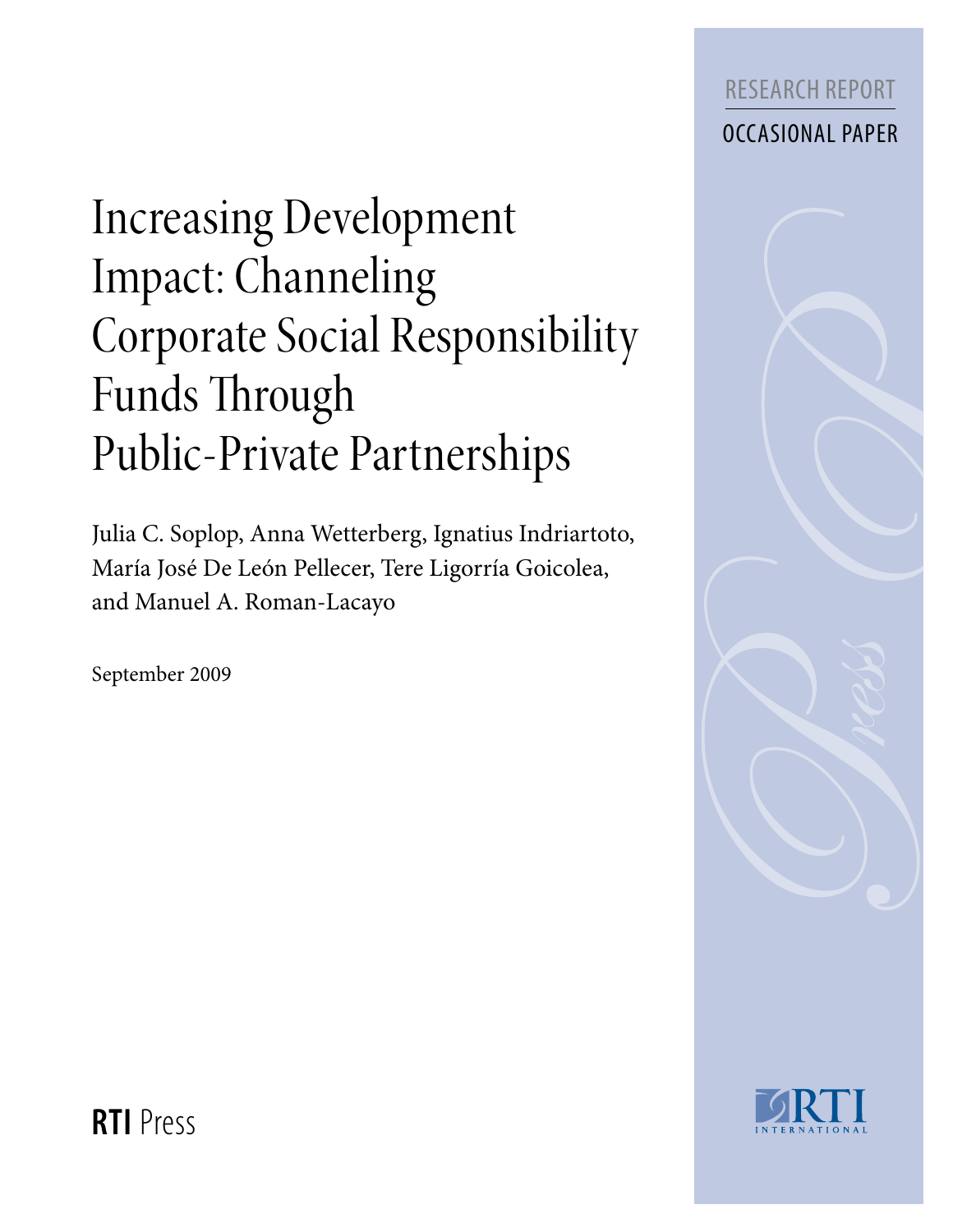RESEARCH REPORT

OCCASIONAL PAPER

# Increasing Development Impact: Channeling Corporate Social Responsibility Funds Through Public-Private Partnerships

Julia C. Soplop, Anna Wetterberg, Ignatius Indriartoto, María José De León Pellecer, Tere Ligorría Goicolea, and Manuel A. Roman-Lacayo

September 2009

**RTI** Press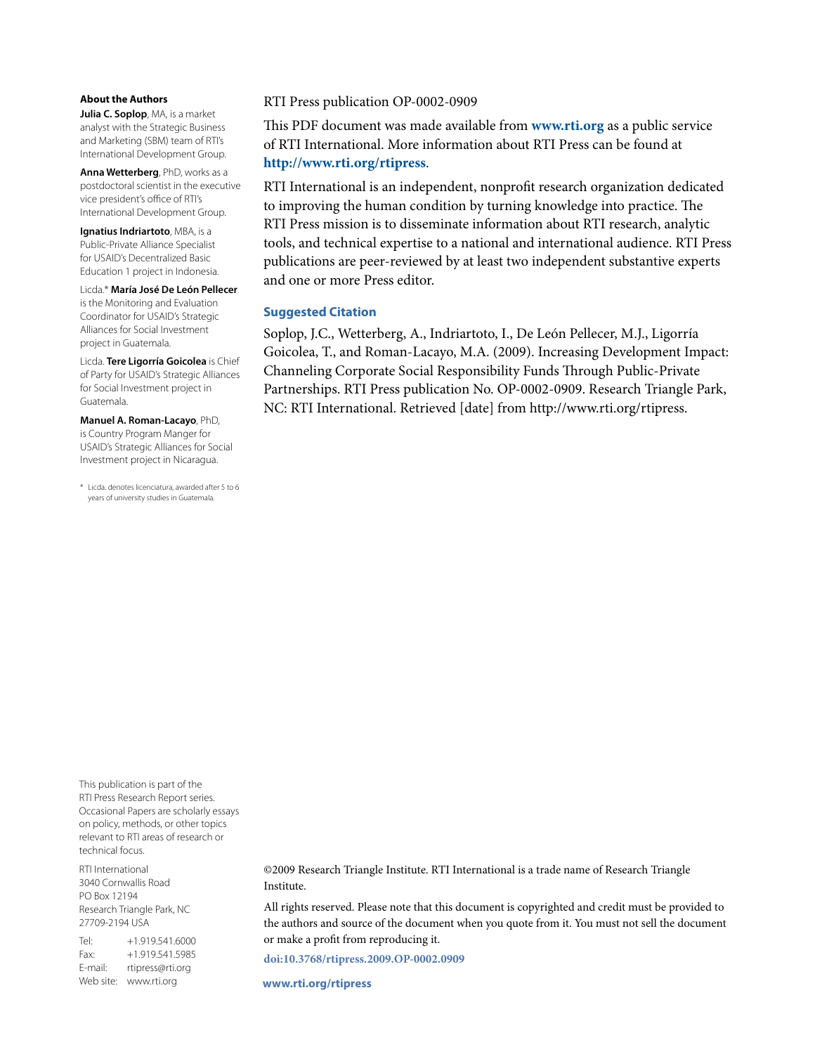## About the Authors

**Julia C. Soplop**, MA, is a market analyst with the Strategic Business and Marketing (SBM) team of RTI's International Development Group.

**Anna Wetterberg**, PhD, works as a postdoctoral scientist in the executive vice president's office of RTI's International Development Group.

**Ignatius Indriartoto**, MBA, is a Public-Private Alliance Specialist for USAID's Decentralized Basic Education 1 project in Indonesia.

Licda.* **María José De León Pellecer** is the Monitoring and Evaluation Coordinator for USAID's Strategic Alliances for Social Investment project in Guatemala.

Licda. **Tere Ligorría Goicolea** is Chief of Party for USAID's Strategic Alliances for Social Investment project in Guatemala.

**Manuel A. Roman-Lacayo**, PhD, is Country Program Manger for USAID's Strategic Alliances for Social Investment project in Nicaragua.

\* Licda. denotes licenciatura, awarded after 5 to 6 years of university studies in Guatemala.

RTI Press publication OP-0002-0909

This PDF document was made available from **www.rti.org** as a public service of RTI International. More information about RTI Press can be found at **http://www.rti.org/rtipress**.

RTI International is an independent, nonprofit research organization dedicated to improving the human condition by turning knowledge into practice. The RTI Press mission is to disseminate information about RTI research, analytic tools, and technical expertise to a national and international audience. RTI Press publications are peer-reviewed by at least two independent substantive experts and one or more Press editor.

### Suggested Citation

Soplop, J.C., Wetterberg, A., Indriartoto, I., De León Pellecer, M.J., Ligorría Goicolea, T., and Roman-Lacayo, M.A. (2009). Increasing Development Impact: Channeling Corporate Social Responsibility Funds Through Public-Private Partnerships. RTI Press publication No. OP-0002-0909. Research Triangle Park, NC: RTI International. Retrieved [date] from http://www.rti.org/rtipress.

This publication is part of the RTI Press Research Report series. Occasional Papers are scholarly essays on policy, methods, or other topics relevant to RTI areas of research or technical focus.

RTI International
3040 Cornwallis Road
PO Box 12194
Research Triangle Park, NC
27709-2194 USA

Tel: +1.919.541.6000
Fax: +1.919.541.5985
E-mail: rtipress@rti.org
Web site: www.rti.org

©2009 Research Triangle Institute. RTI International is a trade name of Research Triangle Institute.

All rights reserved. Please note that this document is copyrighted and credit must be provided to the authors and source of the document when you quote from it. You must not sell the document or make a profit from reproducing it.

**doi:10.3768/rtipress.2009.OP-0002.0909**

**www.rti.org/rtipress**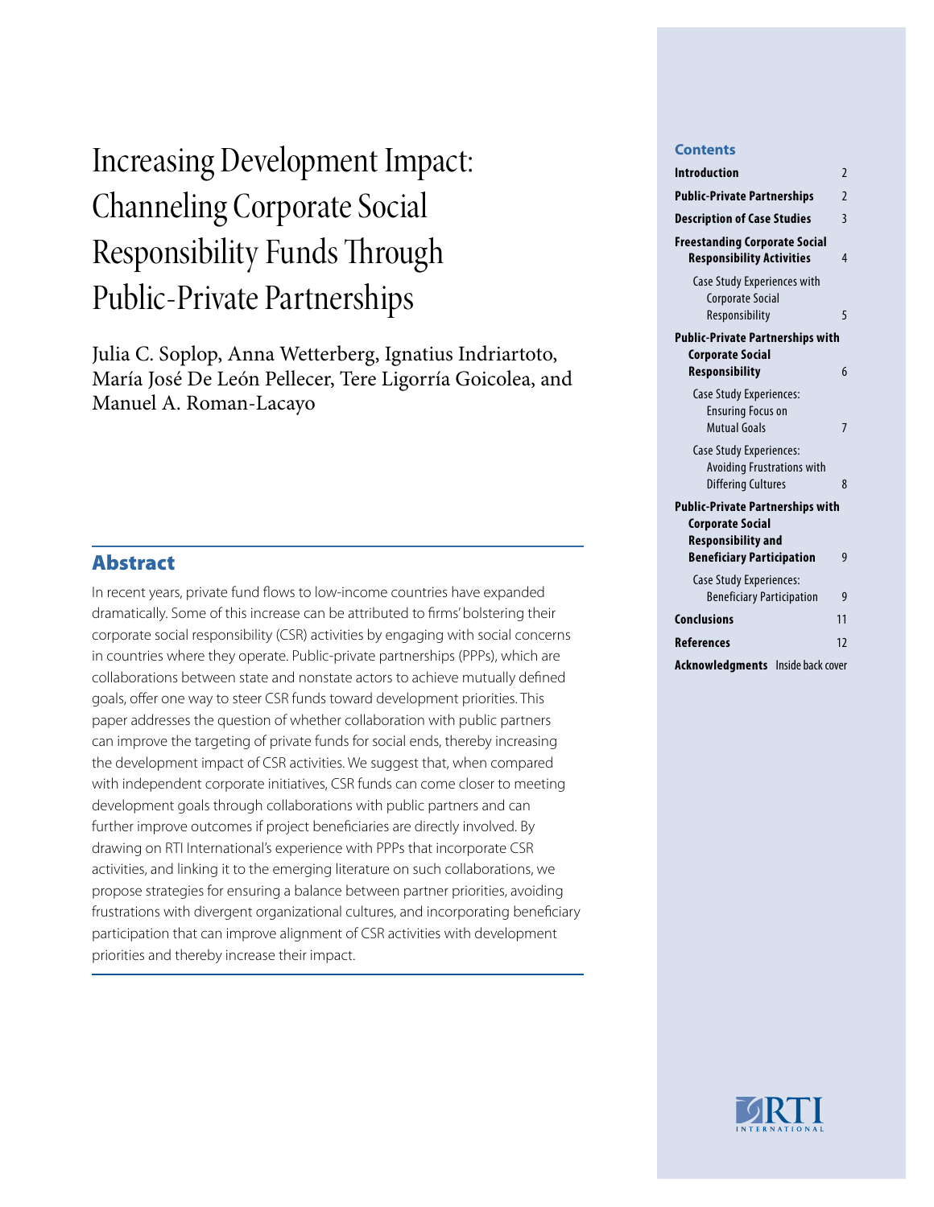# Increasing Development Impact: Channeling Corporate Social Responsibility Funds Through Public-Private Partnerships

Julia C. Soplop, Anna Wetterberg, Ignatius Indriartoto, María José De León Pellecer, Tere Ligorría Goicolea, and Manuel A. Roman-Lacayo

## Abstract

In recent years, private fund flows to low-income countries have expanded dramatically. Some of this increase can be attributed to firms' bolstering their corporate social responsibility (CSR) activities by engaging with social concerns in countries where they operate. Public-private partnerships (PPPs), which are collaborations between state and nonstate actors to achieve mutually defined goals, offer one way to steer CSR funds toward development priorities. This paper addresses the question of whether collaboration with public partners can improve the targeting of private funds for social ends, thereby increasing the development impact of CSR activities. We suggest that, when compared with independent corporate initiatives, CSR funds can come closer to meeting development goals through collaborations with public partners and can further improve outcomes if project beneficiaries are directly involved. By drawing on RTI International's experience with PPPs that incorporate CSR activities, and linking it to the emerging literature on such collaborations, we propose strategies for ensuring a balance between partner priorities, avoiding frustrations with divergent organizational cultures, and incorporating beneficiary participation that can improve alignment of CSR activities with development priorities and thereby increase their impact.

**Contents**

| | |
|---|---|
| **Introduction** | 2 |
| **Public-Private Partnerships** | 2 |
| **Description of Case Studies** | 3 |
| **Freestanding Corporate Social Responsibility Activities** | 4 |
| Case Study Experiences with Corporate Social Responsibility | 5 |
| **Public-Private Partnerships with Corporate Social Responsibility** | 6 |
| Case Study Experiences: Ensuring Focus on Mutual Goals | 7 |
| Case Study Experiences: Avoiding Frustrations with Differing Cultures | 8 |
| **Public-Private Partnerships with Corporate Social Responsibility and Beneficiary Participation** | 9 |
| Case Study Experiences: Beneficiary Participation | 9 |
| **Conclusions** | 11 |
| **References** | 12 |
| **Acknowledgments** | Inside back cover |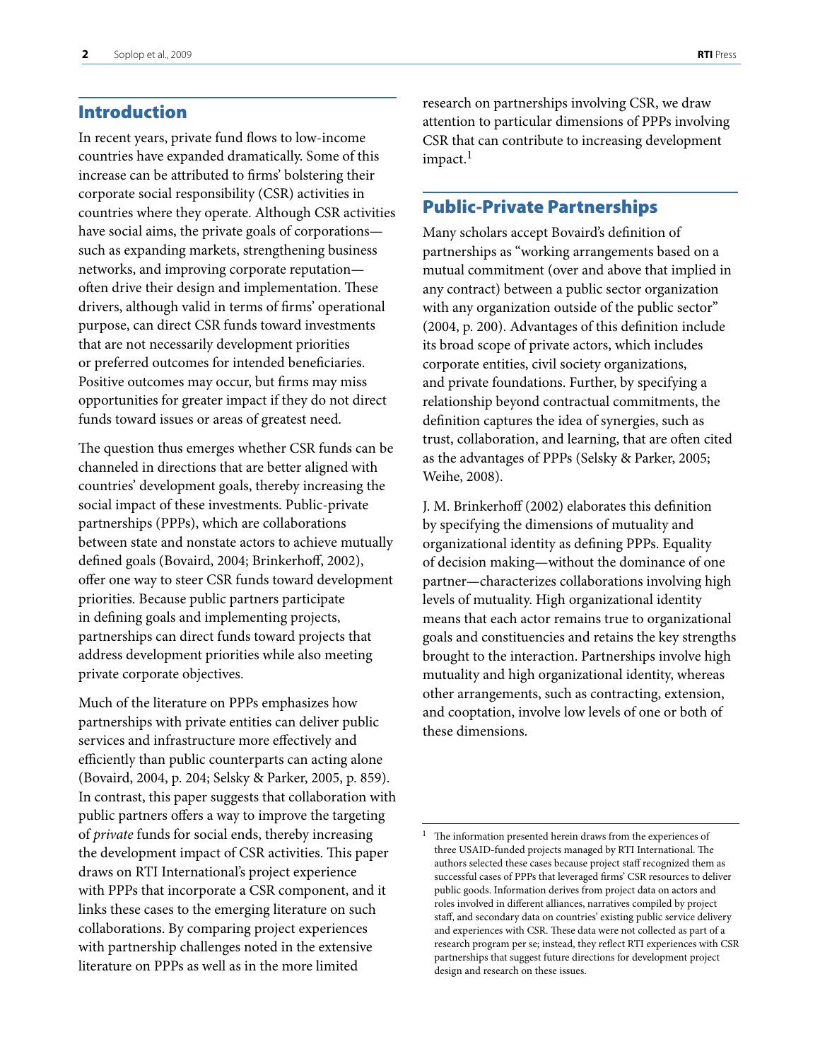## Introduction

In recent years, private fund flows to low-income countries have expanded dramatically. Some of this increase can be attributed to firms' bolstering their corporate social responsibility (CSR) activities in countries where they operate. Although CSR activities have social aims, the private goals of corporations—such as expanding markets, strengthening business networks, and improving corporate reputation—often drive their design and implementation. These drivers, although valid in terms of firms' operational purpose, can direct CSR funds toward investments that are not necessarily development priorities or preferred outcomes for intended beneficiaries. Positive outcomes may occur, but firms may miss opportunities for greater impact if they do not direct funds toward issues or areas of greatest need.

The question thus emerges whether CSR funds can be channeled in directions that are better aligned with countries' development goals, thereby increasing the social impact of these investments. Public-private partnerships (PPPs), which are collaborations between state and nonstate actors to achieve mutually defined goals (Bovaird, 2004; Brinkerhoff, 2002), offer one way to steer CSR funds toward development priorities. Because public partners participate in defining goals and implementing projects, partnerships can direct funds toward projects that address development priorities while also meeting private corporate objectives.

Much of the literature on PPPs emphasizes how partnerships with private entities can deliver public services and infrastructure more effectively and efficiently than public counterparts can acting alone (Bovaird, 2004, p. 204; Selsky & Parker, 2005, p. 859). In contrast, this paper suggests that collaboration with public partners offers a way to improve the targeting of *private* funds for social ends, thereby increasing the development impact of CSR activities. This paper draws on RTI International's project experience with PPPs that incorporate a CSR component, and it links these cases to the emerging literature on such collaborations. By comparing project experiences with partnership challenges noted in the extensive literature on PPPs as well as in the more limited research on partnerships involving CSR, we draw attention to particular dimensions of PPPs involving CSR that can contribute to increasing development impact.[1]

## Public-Private Partnerships

Many scholars accept Bovaird's definition of partnerships as "working arrangements based on a mutual commitment (over and above that implied in any contract) between a public sector organization with any organization outside of the public sector" (2004, p. 200). Advantages of this definition include its broad scope of private actors, which includes corporate entities, civil society organizations, and private foundations. Further, by specifying a relationship beyond contractual commitments, the definition captures the idea of synergies, such as trust, collaboration, and learning, that are often cited as the advantages of PPPs (Selsky & Parker, 2005; Weihe, 2008).

J. M. Brinkerhoff (2002) elaborates this definition by specifying the dimensions of mutuality and organizational identity as defining PPPs. Equality of decision making—without the dominance of one partner—characterizes collaborations involving high levels of mutuality. High organizational identity means that each actor remains true to organizational goals and constituencies and retains the key strengths brought to the interaction. Partnerships involve high mutuality and high organizational identity, whereas other arrangements, such as contracting, extension, and cooptation, involve low levels of one or both of these dimensions.

[1] The information presented herein draws from the experiences of three USAID-funded projects managed by RTI International. The authors selected these cases because project staff recognized them as successful cases of PPPs that leveraged firms' CSR resources to deliver public goods. Information derives from project data on actors and roles involved in different alliances, narratives compiled by project staff, and secondary data on countries' existing public service delivery and experiences with CSR. These data were not collected as part of a research program per se; instead, they reflect RTI experiences with CSR partnerships that suggest future directions for development project design and research on these issues.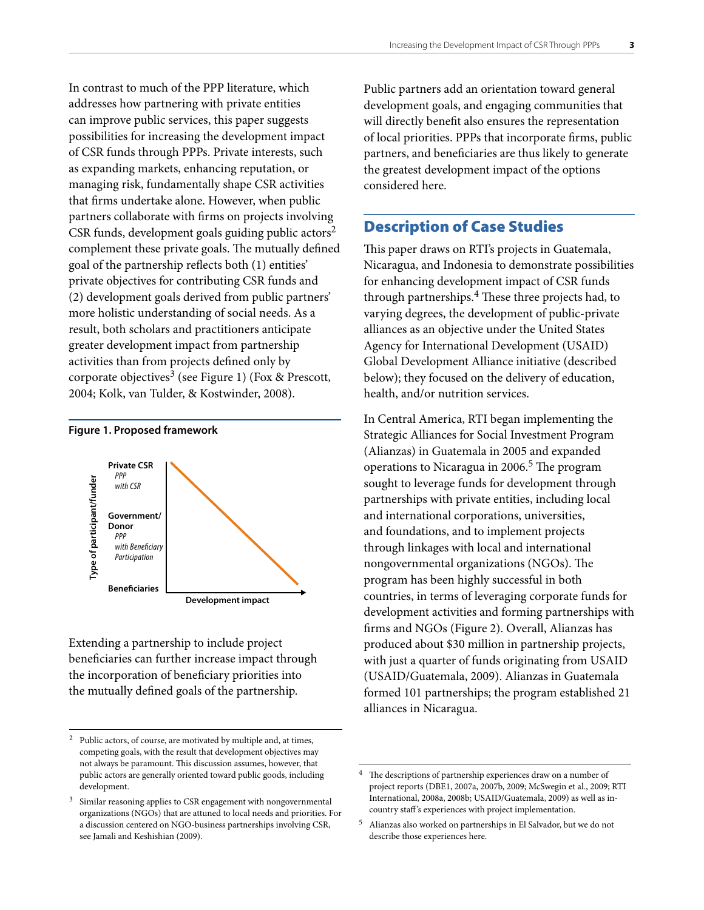In contrast to much of the PPP literature, which addresses how partnering with private entities can improve public services, this paper suggests possibilities for increasing the development impact of CSR funds through PPPs. Private interests, such as expanding markets, enhancing reputation, or managing risk, fundamentally shape CSR activities that firms undertake alone. However, when public partners collaborate with firms on projects involving CSR funds, development goals guiding public actors[2] complement these private goals. The mutually defined goal of the partnership reflects both (1) entities' private objectives for contributing CSR funds and (2) development goals derived from public partners' more holistic understanding of social needs. As a result, both scholars and practitioners anticipate greater development impact from partnership activities than from projects defined only by corporate objectives[3] (see Figure 1) (Fox & Prescott, 2004; Kolk, van Tulder, & Kostwinder, 2008).

**Figure 1. Proposed framework**

Type of participant/funder: **Private CSR** — *PPP with CSR*; **Government/Donor** — *PPP with Beneficiary Participation*; **Beneficiaries**

Development impact

Extending a partnership to include project beneficiaries can further increase impact through the incorporation of beneficiary priorities into the mutually defined goals of the partnership.

Public partners add an orientation toward general development goals, and engaging communities that will directly benefit also ensures the representation of local priorities. PPPs that incorporate firms, public partners, and beneficiaries are thus likely to generate the greatest development impact of the options considered here.

## Description of Case Studies

This paper draws on RTI's projects in Guatemala, Nicaragua, and Indonesia to demonstrate possibilities for enhancing development impact of CSR funds through partnerships.[4] These three projects had, to varying degrees, the development of public-private alliances as an objective under the United States Agency for International Development (USAID) Global Development Alliance initiative (described below); they focused on the delivery of education, health, and/or nutrition services.

In Central America, RTI began implementing the Strategic Alliances for Social Investment Program (Alianzas) in Guatemala in 2005 and expanded operations to Nicaragua in 2006.[5] The program sought to leverage funds for development through partnerships with private entities, including local and international corporations, universities, and foundations, and to implement projects through linkages with local and international nongovernmental organizations (NGOs). The program has been highly successful in both countries, in terms of leveraging corporate funds for development activities and forming partnerships with firms and NGOs (Figure 2). Overall, Alianzas has produced about $30 million in partnership projects, with just a quarter of funds originating from USAID (USAID/Guatemala, 2009). Alianzas in Guatemala formed 101 partnerships; the program established 21 alliances in Nicaragua.

---

[2] Public actors, of course, are motivated by multiple and, at times, competing goals, with the result that development objectives may not always be paramount. This discussion assumes, however, that public actors are generally oriented toward public goods, including development.

[3] Similar reasoning applies to CSR engagement with nongovernmental organizations (NGOs) that are attuned to local needs and priorities. For a discussion centered on NGO-business partnerships involving CSR, see Jamali and Keshishian (2009).

[4] The descriptions of partnership experiences draw on a number of project reports (DBE1, 2007a, 2007b, 2009; McSwegin et al., 2009; RTI International, 2008a, 2008b; USAID/Guatemala, 2009) as well as in-country staff's experiences with project implementation.

[5] Alianzas also worked on partnerships in El Salvador, but we do not describe those experiences here.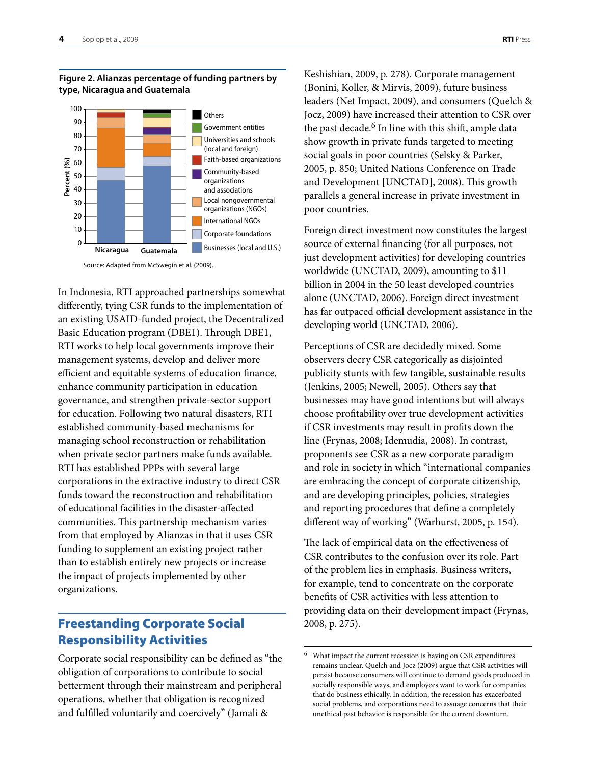**Figure 2. Alianzas percentage of funding partners by type, Nicaragua and Guatemala**

Source: Adapted from McSwegin et al. (2009).

In Indonesia, RTI approached partnerships somewhat differently, tying CSR funds to the implementation of an existing USAID-funded project, the Decentralized Basic Education program (DBE1). Through DBE1, RTI works to help local governments improve their management systems, develop and deliver more efficient and equitable systems of education finance, enhance community participation in education governance, and strengthen private-sector support for education. Following two natural disasters, RTI established community-based mechanisms for managing school reconstruction or rehabilitation when private sector partners make funds available. RTI has established PPPs with several large corporations in the extractive industry to direct CSR funds toward the reconstruction and rehabilitation of educational facilities in the disaster-affected communities. This partnership mechanism varies from that employed by Alianzas in that it uses CSR funding to supplement an existing project rather than to establish entirely new projects or increase the impact of projects implemented by other organizations.

## Freestanding Corporate Social Responsibility Activities

Corporate social responsibility can be defined as "the obligation of corporations to contribute to social betterment through their mainstream and peripheral operations, whether that obligation is recognized and fulfilled voluntarily and coercively" (Jamali & Keshishian, 2009, p. 278). Corporate management (Bonini, Koller, & Mirvis, 2009), future business leaders (Net Impact, 2009), and consumers (Quelch & Jocz, 2009) have increased their attention to CSR over the past decade.[6] In line with this shift, ample data show growth in private funds targeted to meeting social goals in poor countries (Selsky & Parker, 2005, p. 850; United Nations Conference on Trade and Development [UNCTAD], 2008). This growth parallels a general increase in private investment in poor countries.

Foreign direct investment now constitutes the largest source of external financing (for all purposes, not just development activities) for developing countries worldwide (UNCTAD, 2009), amounting to $11 billion in 2004 in the 50 least developed countries alone (UNCTAD, 2006). Foreign direct investment has far outpaced official development assistance in the developing world (UNCTAD, 2006).

Perceptions of CSR are decidedly mixed. Some observers decry CSR categorically as disjointed publicity stunts with few tangible, sustainable results (Jenkins, 2005; Newell, 2005). Others say that businesses may have good intentions but will always choose profitability over true development activities if CSR investments may result in profits down the line (Frynas, 2008; Idemudia, 2008). In contrast, proponents see CSR as a new corporate paradigm and role in society in which "international companies are embracing the concept of corporate citizenship, and are developing principles, policies, strategies and reporting procedures that define a completely different way of working" (Warhurst, 2005, p. 154).

The lack of empirical data on the effectiveness of CSR contributes to the confusion over its role. Part of the problem lies in emphasis. Business writers, for example, tend to concentrate on the corporate benefits of CSR activities with less attention to providing data on their development impact (Frynas, 2008, p. 275).

---

[6] What impact the current recession is having on CSR expenditures remains unclear. Quelch and Jocz (2009) argue that CSR activities will persist because consumers will continue to demand goods produced in socially responsible ways, and employees want to work for companies that do business ethically. In addition, the recession has exacerbated social problems, and corporations need to assuage concerns that their unethical past behavior is responsible for the current downturn.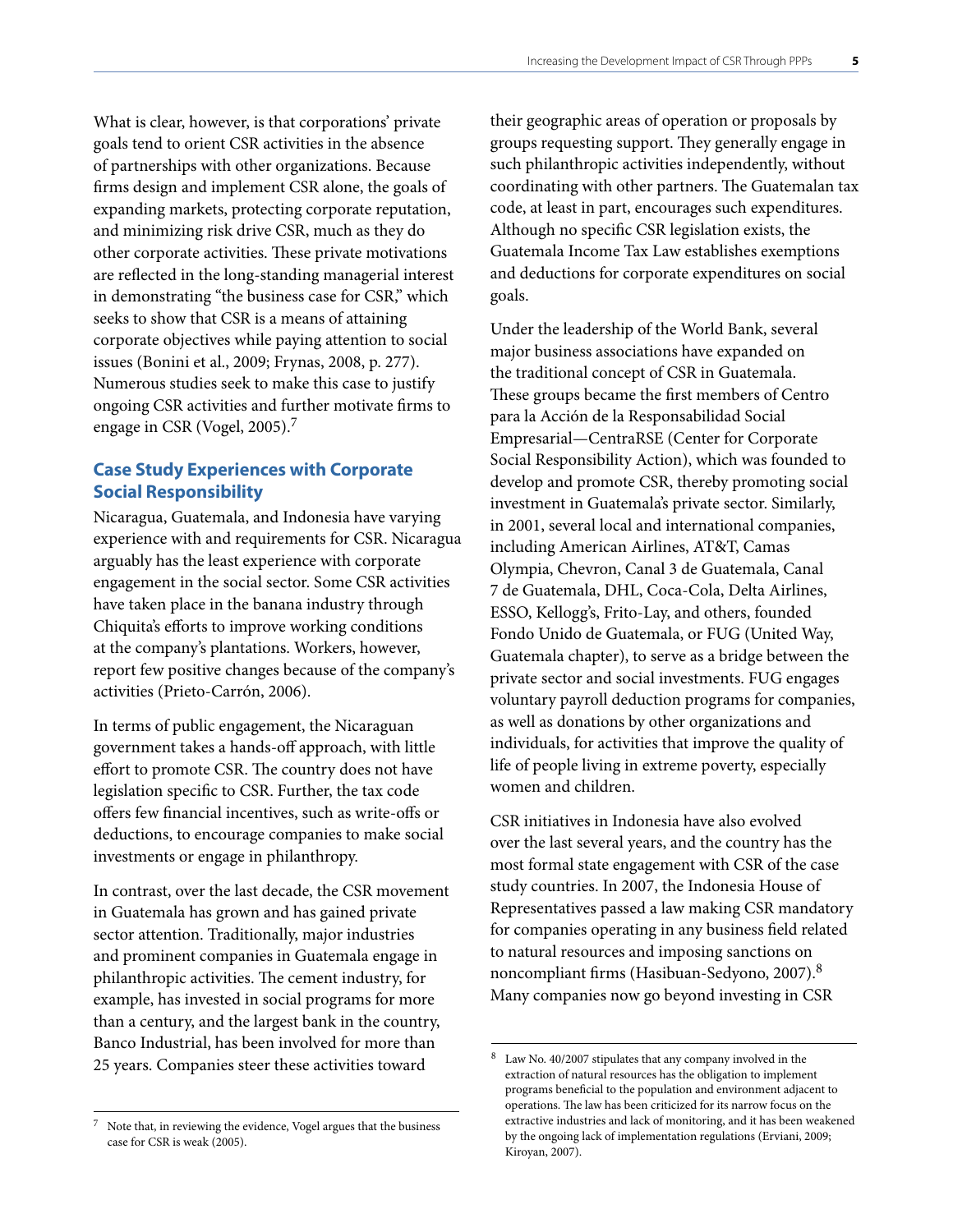What is clear, however, is that corporations' private goals tend to orient CSR activities in the absence of partnerships with other organizations. Because firms design and implement CSR alone, the goals of expanding markets, protecting corporate reputation, and minimizing risk drive CSR, much as they do other corporate activities. These private motivations are reflected in the long-standing managerial interest in demonstrating "the business case for CSR," which seeks to show that CSR is a means of attaining corporate objectives while paying attention to social issues (Bonini et al., 2009; Frynas, 2008, p. 277). Numerous studies seek to make this case to justify ongoing CSR activities and further motivate firms to engage in CSR (Vogel, 2005).[7]

## Case Study Experiences with Corporate Social Responsibility

Nicaragua, Guatemala, and Indonesia have varying experience with and requirements for CSR. Nicaragua arguably has the least experience with corporate engagement in the social sector. Some CSR activities have taken place in the banana industry through Chiquita's efforts to improve working conditions at the company's plantations. Workers, however, report few positive changes because of the company's activities (Prieto-Carrón, 2006).

In terms of public engagement, the Nicaraguan government takes a hands-off approach, with little effort to promote CSR. The country does not have legislation specific to CSR. Further, the tax code offers few financial incentives, such as write-offs or deductions, to encourage companies to make social investments or engage in philanthropy.

In contrast, over the last decade, the CSR movement in Guatemala has grown and has gained private sector attention. Traditionally, major industries and prominent companies in Guatemala engage in philanthropic activities. The cement industry, for example, has invested in social programs for more than a century, and the largest bank in the country, Banco Industrial, has been involved for more than 25 years. Companies steer these activities toward their geographic areas of operation or proposals by groups requesting support. They generally engage in such philanthropic activities independently, without coordinating with other partners. The Guatemalan tax code, at least in part, encourages such expenditures. Although no specific CSR legislation exists, the Guatemala Income Tax Law establishes exemptions and deductions for corporate expenditures on social goals.

Under the leadership of the World Bank, several major business associations have expanded on the traditional concept of CSR in Guatemala. These groups became the first members of Centro para la Acción de la Responsabilidad Social Empresarial—CentraRSE (Center for Corporate Social Responsibility Action), which was founded to develop and promote CSR, thereby promoting social investment in Guatemala's private sector. Similarly, in 2001, several local and international companies, including American Airlines, AT&T, Camas Olympia, Chevron, Canal 3 de Guatemala, Canal 7 de Guatemala, DHL, Coca-Cola, Delta Airlines, ESSO, Kellogg's, Frito-Lay, and others, founded Fondo Unido de Guatemala, or FUG (United Way, Guatemala chapter), to serve as a bridge between the private sector and social investments. FUG engages voluntary payroll deduction programs for companies, as well as donations by other organizations and individuals, for activities that improve the quality of life of people living in extreme poverty, especially women and children.

CSR initiatives in Indonesia have also evolved over the last several years, and the country has the most formal state engagement with CSR of the case study countries. In 2007, the Indonesia House of Representatives passed a law making CSR mandatory for companies operating in any business field related to natural resources and imposing sanctions on noncompliant firms (Hasibuan-Sedyono, 2007).[8] Many companies now go beyond investing in CSR

[7] Note that, in reviewing the evidence, Vogel argues that the business case for CSR is weak (2005).

[8] Law No. 40/2007 stipulates that any company involved in the extraction of natural resources has the obligation to implement programs beneficial to the population and environment adjacent to operations. The law has been criticized for its narrow focus on the extractive industries and lack of monitoring, and it has been weakened by the ongoing lack of implementation regulations (Erviani, 2009; Kiroyan, 2007).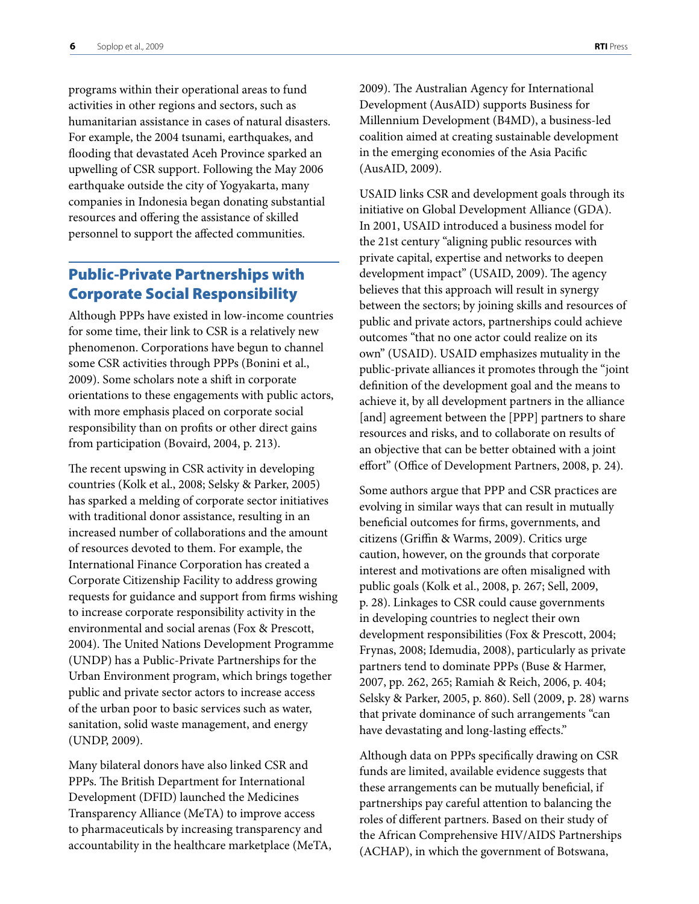programs within their operational areas to fund activities in other regions and sectors, such as humanitarian assistance in cases of natural disasters. For example, the 2004 tsunami, earthquakes, and flooding that devastated Aceh Province sparked an upwelling of CSR support. Following the May 2006 earthquake outside the city of Yogyakarta, many companies in Indonesia began donating substantial resources and offering the assistance of skilled personnel to support the affected communities.

## Public-Private Partnerships with Corporate Social Responsibility

Although PPPs have existed in low-income countries for some time, their link to CSR is a relatively new phenomenon. Corporations have begun to channel some CSR activities through PPPs (Bonini et al., 2009). Some scholars note a shift in corporate orientations to these engagements with public actors, with more emphasis placed on corporate social responsibility than on profits or other direct gains from participation (Bovaird, 2004, p. 213).

The recent upswing in CSR activity in developing countries (Kolk et al., 2008; Selsky & Parker, 2005) has sparked a melding of corporate sector initiatives with traditional donor assistance, resulting in an increased number of collaborations and the amount of resources devoted to them. For example, the International Finance Corporation has created a Corporate Citizenship Facility to address growing requests for guidance and support from firms wishing to increase corporate responsibility activity in the environmental and social arenas (Fox & Prescott, 2004). The United Nations Development Programme (UNDP) has a Public-Private Partnerships for the Urban Environment program, which brings together public and private sector actors to increase access of the urban poor to basic services such as water, sanitation, solid waste management, and energy (UNDP, 2009).

Many bilateral donors have also linked CSR and PPPs. The British Department for International Development (DFID) launched the Medicines Transparency Alliance (MeTA) to improve access to pharmaceuticals by increasing transparency and accountability in the healthcare marketplace (MeTA, 2009). The Australian Agency for International Development (AusAID) supports Business for Millennium Development (B4MD), a business-led coalition aimed at creating sustainable development in the emerging economies of the Asia Pacific (AusAID, 2009).

USAID links CSR and development goals through its initiative on Global Development Alliance (GDA). In 2001, USAID introduced a business model for the 21st century "aligning public resources with private capital, expertise and networks to deepen development impact" (USAID, 2009). The agency believes that this approach will result in synergy between the sectors; by joining skills and resources of public and private actors, partnerships could achieve outcomes "that no one actor could realize on its own" (USAID). USAID emphasizes mutuality in the public-private alliances it promotes through the "joint definition of the development goal and the means to achieve it, by all development partners in the alliance [and] agreement between the [PPP] partners to share resources and risks, and to collaborate on results of an objective that can be better obtained with a joint effort" (Office of Development Partners, 2008, p. 24).

Some authors argue that PPP and CSR practices are evolving in similar ways that can result in mutually beneficial outcomes for firms, governments, and citizens (Griffin & Warms, 2009). Critics urge caution, however, on the grounds that corporate interest and motivations are often misaligned with public goals (Kolk et al., 2008, p. 267; Sell, 2009, p. 28). Linkages to CSR could cause governments in developing countries to neglect their own development responsibilities (Fox & Prescott, 2004; Frynas, 2008; Idemudia, 2008), particularly as private partners tend to dominate PPPs (Buse & Harmer, 2007, pp. 262, 265; Ramiah & Reich, 2006, p. 404; Selsky & Parker, 2005, p. 860). Sell (2009, p. 28) warns that private dominance of such arrangements "can have devastating and long-lasting effects."

Although data on PPPs specifically drawing on CSR funds are limited, available evidence suggests that these arrangements can be mutually beneficial, if partnerships pay careful attention to balancing the roles of different partners. Based on their study of the African Comprehensive HIV/AIDS Partnerships (ACHAP), in which the government of Botswana,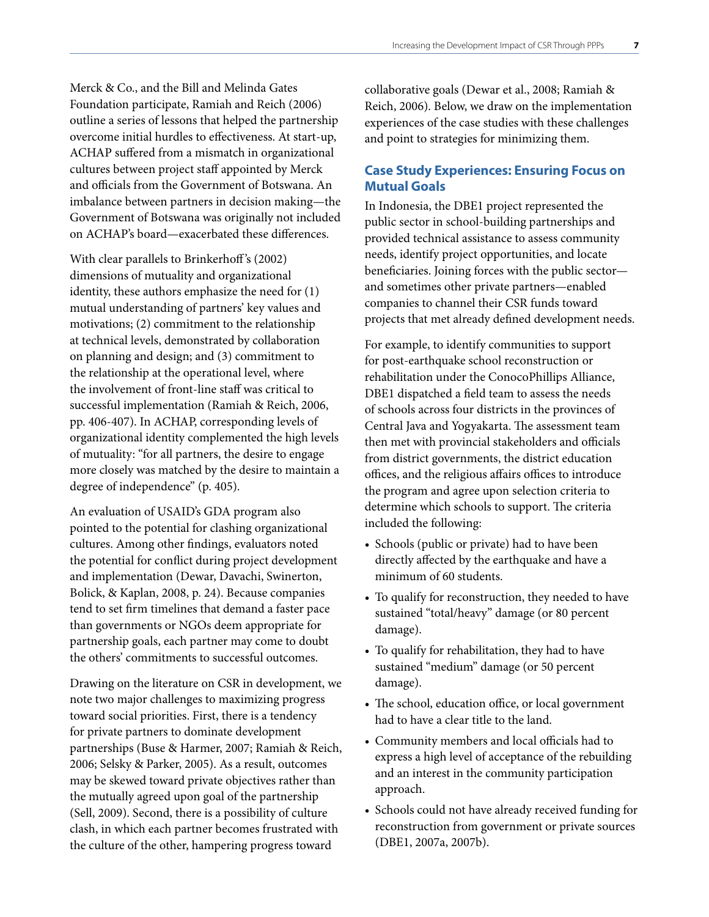Merck & Co., and the Bill and Melinda Gates Foundation participate, Ramiah and Reich (2006) outline a series of lessons that helped the partnership overcome initial hurdles to effectiveness. At start-up, ACHAP suffered from a mismatch in organizational cultures between project staff appointed by Merck and officials from the Government of Botswana. An imbalance between partners in decision making—the Government of Botswana was originally not included on ACHAP's board—exacerbated these differences.

With clear parallels to Brinkerhoff's (2002) dimensions of mutuality and organizational identity, these authors emphasize the need for (1) mutual understanding of partners' key values and motivations; (2) commitment to the relationship at technical levels, demonstrated by collaboration on planning and design; and (3) commitment to the relationship at the operational level, where the involvement of front-line staff was critical to successful implementation (Ramiah & Reich, 2006, pp. 406-407). In ACHAP, corresponding levels of organizational identity complemented the high levels of mutuality: "for all partners, the desire to engage more closely was matched by the desire to maintain a degree of independence" (p. 405).

An evaluation of USAID's GDA program also pointed to the potential for clashing organizational cultures. Among other findings, evaluators noted the potential for conflict during project development and implementation (Dewar, Davachi, Swinerton, Bolick, & Kaplan, 2008, p. 24). Because companies tend to set firm timelines that demand a faster pace than governments or NGOs deem appropriate for partnership goals, each partner may come to doubt the others' commitments to successful outcomes.

Drawing on the literature on CSR in development, we note two major challenges to maximizing progress toward social priorities. First, there is a tendency for private partners to dominate development partnerships (Buse & Harmer, 2007; Ramiah & Reich, 2006; Selsky & Parker, 2005). As a result, outcomes may be skewed toward private objectives rather than the mutually agreed upon goal of the partnership (Sell, 2009). Second, there is a possibility of culture clash, in which each partner becomes frustrated with the culture of the other, hampering progress toward collaborative goals (Dewar et al., 2008; Ramiah & Reich, 2006). Below, we draw on the implementation experiences of the case studies with these challenges and point to strategies for minimizing them.

## Case Study Experiences: Ensuring Focus on Mutual Goals

In Indonesia, the DBE1 project represented the public sector in school-building partnerships and provided technical assistance to assess community needs, identify project opportunities, and locate beneficiaries. Joining forces with the public sector—and sometimes other private partners—enabled companies to channel their CSR funds toward projects that met already defined development needs.

For example, to identify communities to support for post-earthquake school reconstruction or rehabilitation under the ConocoPhillips Alliance, DBE1 dispatched a field team to assess the needs of schools across four districts in the provinces of Central Java and Yogyakarta. The assessment team then met with provincial stakeholders and officials from district governments, the district education offices, and the religious affairs offices to introduce the program and agree upon selection criteria to determine which schools to support. The criteria included the following:

- Schools (public or private) had to have been directly affected by the earthquake and have a minimum of 60 students.
- To qualify for reconstruction, they needed to have sustained "total/heavy" damage (or 80 percent damage).
- To qualify for rehabilitation, they had to have sustained "medium" damage (or 50 percent damage).
- The school, education office, or local government had to have a clear title to the land.
- Community members and local officials had to express a high level of acceptance of the rebuilding and an interest in the community participation approach.
- Schools could not have already received funding for reconstruction from government or private sources (DBE1, 2007a, 2007b).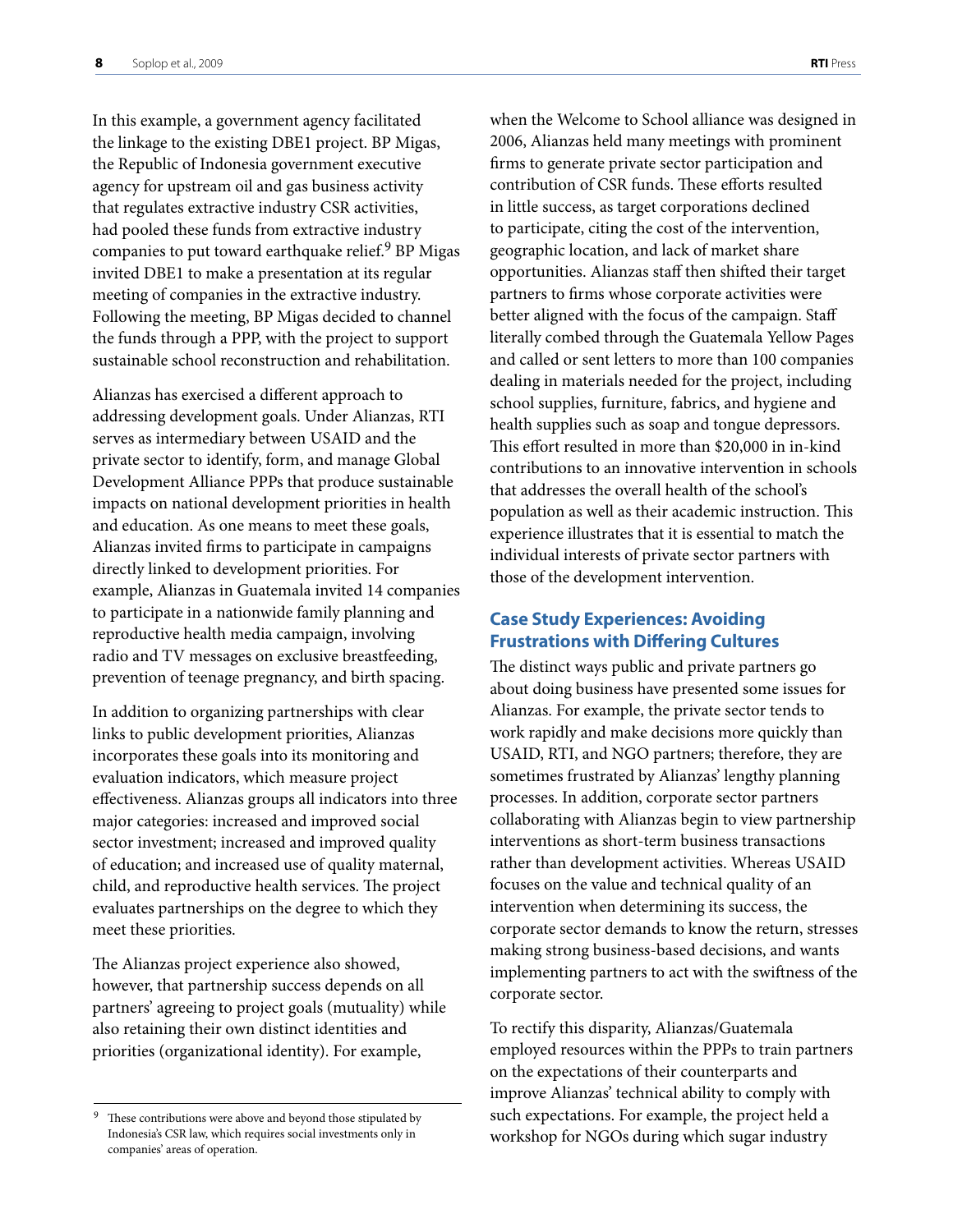In this example, a government agency facilitated the linkage to the existing DBE1 project. BP Migas, the Republic of Indonesia government executive agency for upstream oil and gas business activity that regulates extractive industry CSR activities, had pooled these funds from extractive industry companies to put toward earthquake relief.[9] BP Migas invited DBE1 to make a presentation at its regular meeting of companies in the extractive industry. Following the meeting, BP Migas decided to channel the funds through a PPP, with the project to support sustainable school reconstruction and rehabilitation.

Alianzas has exercised a different approach to addressing development goals. Under Alianzas, RTI serves as intermediary between USAID and the private sector to identify, form, and manage Global Development Alliance PPPs that produce sustainable impacts on national development priorities in health and education. As one means to meet these goals, Alianzas invited firms to participate in campaigns directly linked to development priorities. For example, Alianzas in Guatemala invited 14 companies to participate in a nationwide family planning and reproductive health media campaign, involving radio and TV messages on exclusive breastfeeding, prevention of teenage pregnancy, and birth spacing.

In addition to organizing partnerships with clear links to public development priorities, Alianzas incorporates these goals into its monitoring and evaluation indicators, which measure project effectiveness. Alianzas groups all indicators into three major categories: increased and improved social sector investment; increased and improved quality of education; and increased use of quality maternal, child, and reproductive health services. The project evaluates partnerships on the degree to which they meet these priorities.

The Alianzas project experience also showed, however, that partnership success depends on all partners' agreeing to project goals (mutuality) while also retaining their own distinct identities and priorities (organizational identity). For example, when the Welcome to School alliance was designed in 2006, Alianzas held many meetings with prominent firms to generate private sector participation and contribution of CSR funds. These efforts resulted in little success, as target corporations declined to participate, citing the cost of the intervention, geographic location, and lack of market share opportunities. Alianzas staff then shifted their target partners to firms whose corporate activities were better aligned with the focus of the campaign. Staff literally combed through the Guatemala Yellow Pages and called or sent letters to more than 100 companies dealing in materials needed for the project, including school supplies, furniture, fabrics, and hygiene and health supplies such as soap and tongue depressors. This effort resulted in more than $20,000 in in-kind contributions to an innovative intervention in schools that addresses the overall health of the school's population as well as their academic instruction. This experience illustrates that it is essential to match the individual interests of private sector partners with those of the development intervention.

## Case Study Experiences: Avoiding Frustrations with Differing Cultures

The distinct ways public and private partners go about doing business have presented some issues for Alianzas. For example, the private sector tends to work rapidly and make decisions more quickly than USAID, RTI, and NGO partners; therefore, they are sometimes frustrated by Alianzas' lengthy planning processes. In addition, corporate sector partners collaborating with Alianzas begin to view partnership interventions as short-term business transactions rather than development activities. Whereas USAID focuses on the value and technical quality of an intervention when determining its success, the corporate sector demands to know the return, stresses making strong business-based decisions, and wants implementing partners to act with the swiftness of the corporate sector.

To rectify this disparity, Alianzas/Guatemala employed resources within the PPPs to train partners on the expectations of their counterparts and improve Alianzas' technical ability to comply with such expectations. For example, the project held a workshop for NGOs during which sugar industry

[9] These contributions were above and beyond those stipulated by Indonesia's CSR law, which requires social investments only in companies' areas of operation.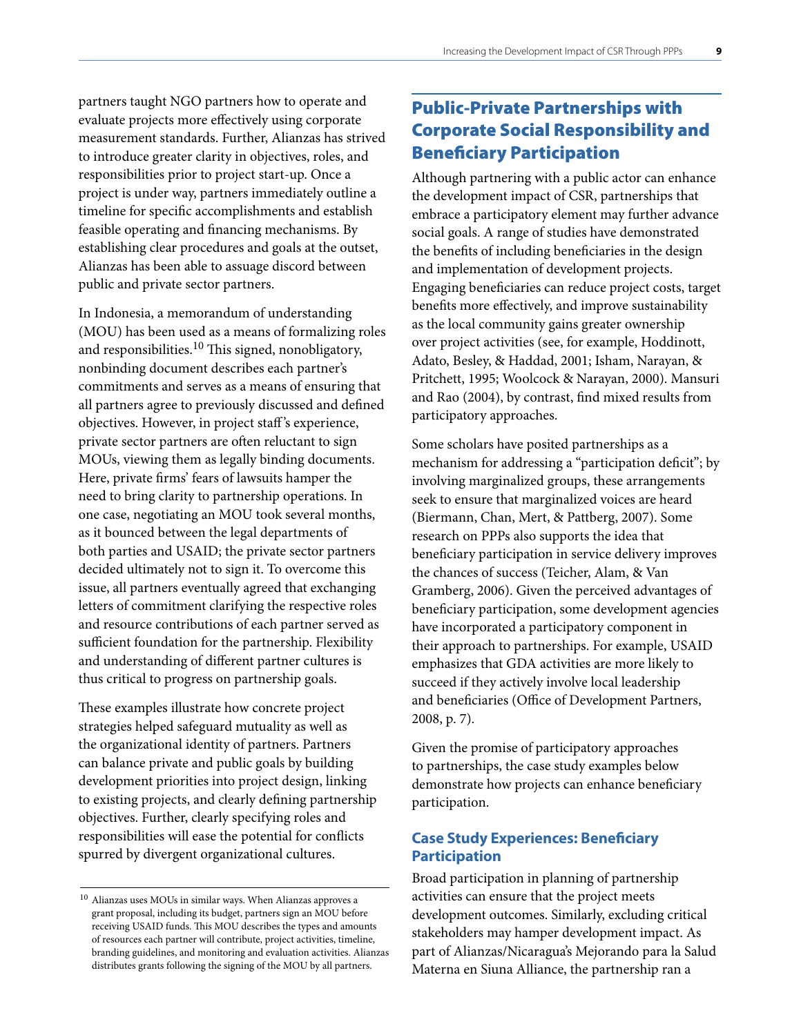partners taught NGO partners how to operate and evaluate projects more effectively using corporate measurement standards. Further, Alianzas has strived to introduce greater clarity in objectives, roles, and responsibilities prior to project start-up. Once a project is under way, partners immediately outline a timeline for specific accomplishments and establish feasible operating and financing mechanisms. By establishing clear procedures and goals at the outset, Alianzas has been able to assuage discord between public and private sector partners.

In Indonesia, a memorandum of understanding (MOU) has been used as a means of formalizing roles and responsibilities.[10] This signed, nonobligatory, nonbinding document describes each partner's commitments and serves as a means of ensuring that all partners agree to previously discussed and defined objectives. However, in project staff's experience, private sector partners are often reluctant to sign MOUs, viewing them as legally binding documents. Here, private firms' fears of lawsuits hamper the need to bring clarity to partnership operations. In one case, negotiating an MOU took several months, as it bounced between the legal departments of both parties and USAID; the private sector partners decided ultimately not to sign it. To overcome this issue, all partners eventually agreed that exchanging letters of commitment clarifying the respective roles and resource contributions of each partner served as sufficient foundation for the partnership. Flexibility and understanding of different partner cultures is thus critical to progress on partnership goals.

These examples illustrate how concrete project strategies helped safeguard mutuality as well as the organizational identity of partners. Partners can balance private and public goals by building development priorities into project design, linking to existing projects, and clearly defining partnership objectives. Further, clearly specifying roles and responsibilities will ease the potential for conflicts spurred by divergent organizational cultures.

[10] Alianzas uses MOUs in similar ways. When Alianzas approves a grant proposal, including its budget, partners sign an MOU before receiving USAID funds. This MOU describes the types and amounts of resources each partner will contribute, project activities, timeline, branding guidelines, and monitoring and evaluation activities. Alianzas distributes grants following the signing of the MOU by all partners.

## Public-Private Partnerships with Corporate Social Responsibility and Beneficiary Participation

Although partnering with a public actor can enhance the development impact of CSR, partnerships that embrace a participatory element may further advance social goals. A range of studies have demonstrated the benefits of including beneficiaries in the design and implementation of development projects. Engaging beneficiaries can reduce project costs, target benefits more effectively, and improve sustainability as the local community gains greater ownership over project activities (see, for example, Hoddinott, Adato, Besley, & Haddad, 2001; Isham, Narayan, & Pritchett, 1995; Woolcock & Narayan, 2000). Mansuri and Rao (2004), by contrast, find mixed results from participatory approaches.

Some scholars have posited partnerships as a mechanism for addressing a "participation deficit"; by involving marginalized groups, these arrangements seek to ensure that marginalized voices are heard (Biermann, Chan, Mert, & Pattberg, 2007). Some research on PPPs also supports the idea that beneficiary participation in service delivery improves the chances of success (Teicher, Alam, & Van Gramberg, 2006). Given the perceived advantages of beneficiary participation, some development agencies have incorporated a participatory component in their approach to partnerships. For example, USAID emphasizes that GDA activities are more likely to succeed if they actively involve local leadership and beneficiaries (Office of Development Partners, 2008, p. 7).

Given the promise of participatory approaches to partnerships, the case study examples below demonstrate how projects can enhance beneficiary participation.

### Case Study Experiences: Beneficiary Participation

Broad participation in planning of partnership activities can ensure that the project meets development outcomes. Similarly, excluding critical stakeholders may hamper development impact. As part of Alianzas/Nicaragua's Mejorando para la Salud Materna en Siuna Alliance, the partnership ran a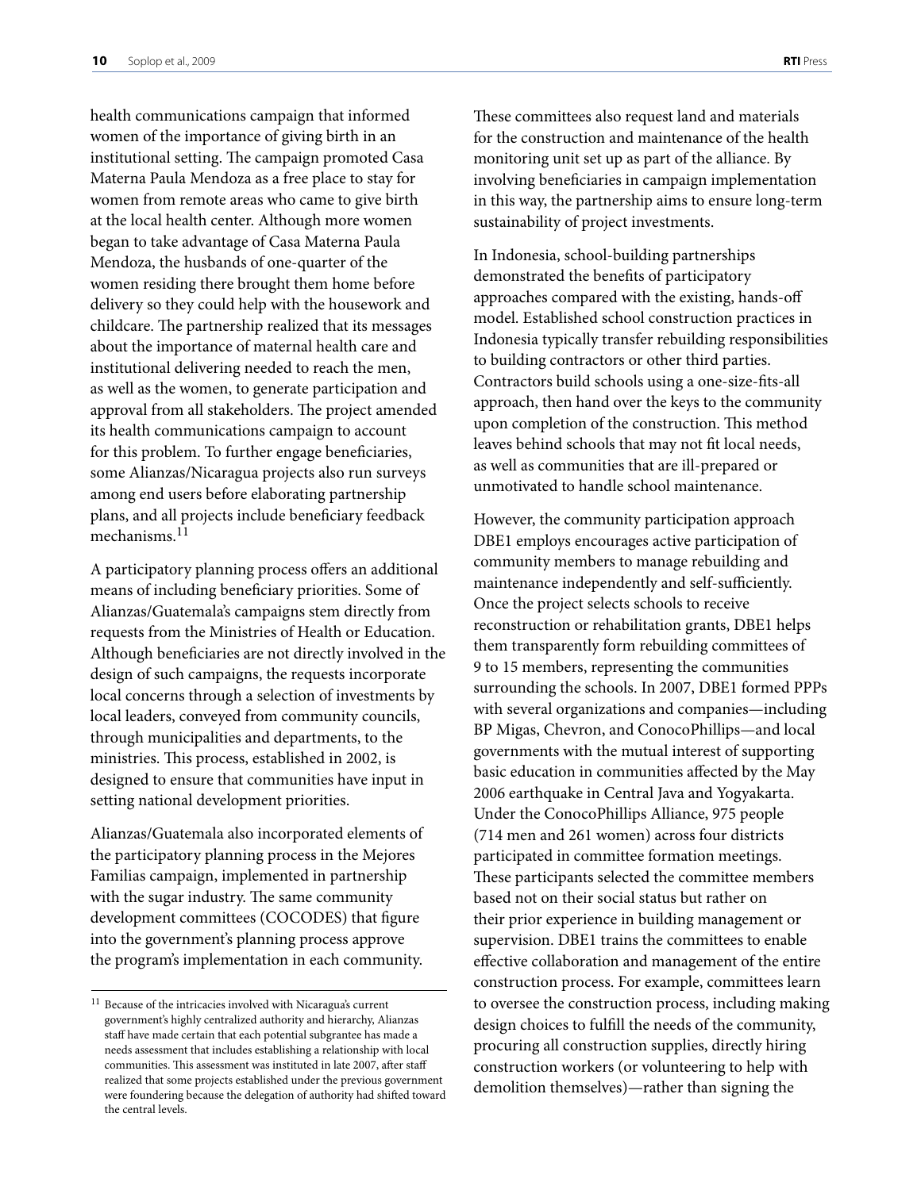health communications campaign that informed women of the importance of giving birth in an institutional setting. The campaign promoted Casa Materna Paula Mendoza as a free place to stay for women from remote areas who came to give birth at the local health center. Although more women began to take advantage of Casa Materna Paula Mendoza, the husbands of one-quarter of the women residing there brought them home before delivery so they could help with the housework and childcare. The partnership realized that its messages about the importance of maternal health care and institutional delivering needed to reach the men, as well as the women, to generate participation and approval from all stakeholders. The project amended its health communications campaign to account for this problem. To further engage beneficiaries, some Alianzas/Nicaragua projects also run surveys among end users before elaborating partnership plans, and all projects include beneficiary feedback mechanisms.[11]

A participatory planning process offers an additional means of including beneficiary priorities. Some of Alianzas/Guatemala's campaigns stem directly from requests from the Ministries of Health or Education. Although beneficiaries are not directly involved in the design of such campaigns, the requests incorporate local concerns through a selection of investments by local leaders, conveyed from community councils, through municipalities and departments, to the ministries. This process, established in 2002, is designed to ensure that communities have input in setting national development priorities.

Alianzas/Guatemala also incorporated elements of the participatory planning process in the Mejores Familias campaign, implemented in partnership with the sugar industry. The same community development committees (COCODES) that figure into the government's planning process approve the program's implementation in each community. These committees also request land and materials for the construction and maintenance of the health monitoring unit set up as part of the alliance. By involving beneficiaries in campaign implementation in this way, the partnership aims to ensure long-term sustainability of project investments.

In Indonesia, school-building partnerships demonstrated the benefits of participatory approaches compared with the existing, hands-off model. Established school construction practices in Indonesia typically transfer rebuilding responsibilities to building contractors or other third parties. Contractors build schools using a one-size-fits-all approach, then hand over the keys to the community upon completion of the construction. This method leaves behind schools that may not fit local needs, as well as communities that are ill-prepared or unmotivated to handle school maintenance.

However, the community participation approach DBE1 employs encourages active participation of community members to manage rebuilding and maintenance independently and self-sufficiently. Once the project selects schools to receive reconstruction or rehabilitation grants, DBE1 helps them transparently form rebuilding committees of 9 to 15 members, representing the communities surrounding the schools. In 2007, DBE1 formed PPPs with several organizations and companies—including BP Migas, Chevron, and ConocoPhillips—and local governments with the mutual interest of supporting basic education in communities affected by the May 2006 earthquake in Central Java and Yogyakarta. Under the ConocoPhillips Alliance, 975 people (714 men and 261 women) across four districts participated in committee formation meetings. These participants selected the committee members based not on their social status but rather on their prior experience in building management or supervision. DBE1 trains the committees to enable effective collaboration and management of the entire construction process. For example, committees learn to oversee the construction process, including making design choices to fulfill the needs of the community, procuring all construction supplies, directly hiring construction workers (or volunteering to help with demolition themselves)—rather than signing the

---

[11] Because of the intricacies involved with Nicaragua's current government's highly centralized authority and hierarchy, Alianzas staff have made certain that each potential subgrantee has made a needs assessment that includes establishing a relationship with local communities. This assessment was instituted in late 2007, after staff realized that some projects established under the previous government were foundering because the delegation of authority had shifted toward the central levels.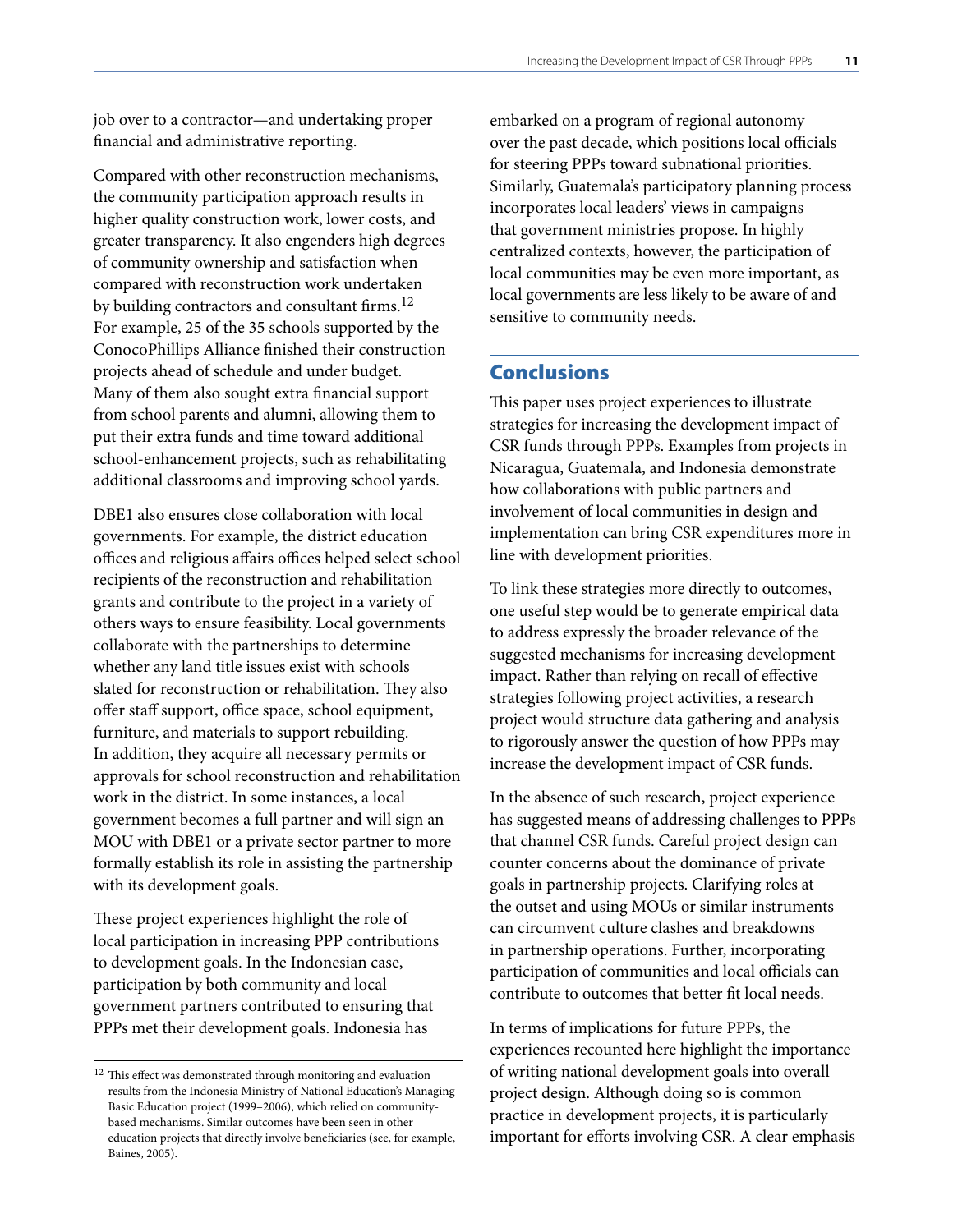job over to a contractor—and undertaking proper financial and administrative reporting.

Compared with other reconstruction mechanisms, the community participation approach results in higher quality construction work, lower costs, and greater transparency. It also engenders high degrees of community ownership and satisfaction when compared with reconstruction work undertaken by building contractors and consultant firms.[12] For example, 25 of the 35 schools supported by the ConocoPhillips Alliance finished their construction projects ahead of schedule and under budget. Many of them also sought extra financial support from school parents and alumni, allowing them to put their extra funds and time toward additional school-enhancement projects, such as rehabilitating additional classrooms and improving school yards.

DBE1 also ensures close collaboration with local governments. For example, the district education offices and religious affairs offices helped select school recipients of the reconstruction and rehabilitation grants and contribute to the project in a variety of others ways to ensure feasibility. Local governments collaborate with the partnerships to determine whether any land title issues exist with schools slated for reconstruction or rehabilitation. They also offer staff support, office space, school equipment, furniture, and materials to support rebuilding. In addition, they acquire all necessary permits or approvals for school reconstruction and rehabilitation work in the district. In some instances, a local government becomes a full partner and will sign an MOU with DBE1 or a private sector partner to more formally establish its role in assisting the partnership with its development goals.

These project experiences highlight the role of local participation in increasing PPP contributions to development goals. In the Indonesian case, participation by both community and local government partners contributed to ensuring that PPPs met their development goals. Indonesia has embarked on a program of regional autonomy over the past decade, which positions local officials for steering PPPs toward subnational priorities. Similarly, Guatemala's participatory planning process incorporates local leaders' views in campaigns that government ministries propose. In highly centralized contexts, however, the participation of local communities may be even more important, as local governments are less likely to be aware of and sensitive to community needs.

[12] This effect was demonstrated through monitoring and evaluation results from the Indonesia Ministry of National Education's Managing Basic Education project (1999–2006), which relied on community-based mechanisms. Similar outcomes have been seen in other education projects that directly involve beneficiaries (see, for example, Baines, 2005).

## Conclusions

This paper uses project experiences to illustrate strategies for increasing the development impact of CSR funds through PPPs. Examples from projects in Nicaragua, Guatemala, and Indonesia demonstrate how collaborations with public partners and involvement of local communities in design and implementation can bring CSR expenditures more in line with development priorities.

To link these strategies more directly to outcomes, one useful step would be to generate empirical data to address expressly the broader relevance of the suggested mechanisms for increasing development impact. Rather than relying on recall of effective strategies following project activities, a research project would structure data gathering and analysis to rigorously answer the question of how PPPs may increase the development impact of CSR funds.

In the absence of such research, project experience has suggested means of addressing challenges to PPPs that channel CSR funds. Careful project design can counter concerns about the dominance of private goals in partnership projects. Clarifying roles at the outset and using MOUs or similar instruments can circumvent culture clashes and breakdowns in partnership operations. Further, incorporating participation of communities and local officials can contribute to outcomes that better fit local needs.

In terms of implications for future PPPs, the experiences recounted here highlight the importance of writing national development goals into overall project design. Although doing so is common practice in development projects, it is particularly important for efforts involving CSR. A clear emphasis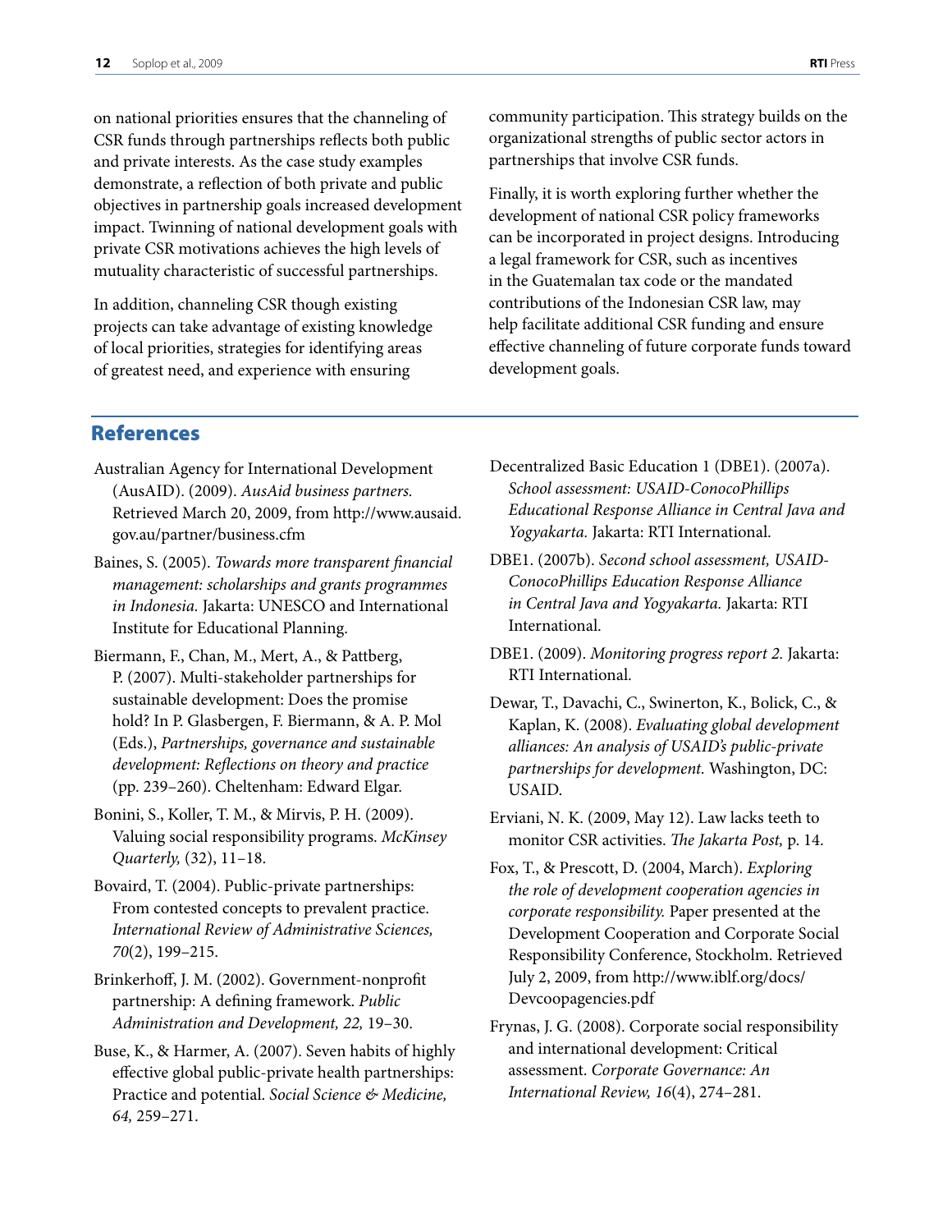on national priorities ensures that the channeling of CSR funds through partnerships reflects both public and private interests. As the case study examples demonstrate, a reflection of both private and public objectives in partnership goals increased development impact. Twinning of national development goals with private CSR motivations achieves the high levels of mutuality characteristic of successful partnerships.

In addition, channeling CSR though existing projects can take advantage of existing knowledge of local priorities, strategies for identifying areas of greatest need, and experience with ensuring community participation. This strategy builds on the organizational strengths of public sector actors in partnerships that involve CSR funds.

Finally, it is worth exploring further whether the development of national CSR policy frameworks can be incorporated in project designs. Introducing a legal framework for CSR, such as incentives in the Guatemalan tax code or the mandated contributions of the Indonesian CSR law, may help facilitate additional CSR funding and ensure effective channeling of future corporate funds toward development goals.

## References

Australian Agency for International Development (AusAID). (2009). *AusAid business partners.* Retrieved March 20, 2009, from http://www.ausaid.gov.au/partner/business.cfm

Baines, S. (2005). *Towards more transparent financial management: scholarships and grants programmes in Indonesia.* Jakarta: UNESCO and International Institute for Educational Planning.

Biermann, F., Chan, M., Mert, A., & Pattberg, P. (2007). Multi-stakeholder partnerships for sustainable development: Does the promise hold? In P. Glasbergen, F. Biermann, & A. P. Mol (Eds.), *Partnerships, governance and sustainable development: Reflections on theory and practice* (pp. 239–260). Cheltenham: Edward Elgar.

Bonini, S., Koller, T. M., & Mirvis, P. H. (2009). Valuing social responsibility programs. *McKinsey Quarterly,* (32), 11–18.

Bovaird, T. (2004). Public-private partnerships: From contested concepts to prevalent practice. *International Review of Administrative Sciences, 70*(2), 199–215.

Brinkerhoff, J. M. (2002). Government-nonprofit partnership: A defining framework. *Public Administration and Development, 22,* 19–30.

Buse, K., & Harmer, A. (2007). Seven habits of highly effective global public-private health partnerships: Practice and potential. *Social Science & Medicine, 64,* 259–271.

Decentralized Basic Education 1 (DBE1). (2007a). *School assessment: USAID-ConocoPhillips Educational Response Alliance in Central Java and Yogyakarta.* Jakarta: RTI International.

DBE1. (2007b). *Second school assessment, USAID-ConocoPhillips Education Response Alliance in Central Java and Yogyakarta.* Jakarta: RTI International.

DBE1. (2009). *Monitoring progress report 2.* Jakarta: RTI International.

Dewar, T., Davachi, C., Swinerton, K., Bolick, C., & Kaplan, K. (2008). *Evaluating global development alliances: An analysis of USAID's public-private partnerships for development.* Washington, DC: USAID.

Erviani, N. K. (2009, May 12). Law lacks teeth to monitor CSR activities. *The Jakarta Post,* p. 14.

Fox, T., & Prescott, D. (2004, March). *Exploring the role of development cooperation agencies in corporate responsibility.* Paper presented at the Development Cooperation and Corporate Social Responsibility Conference, Stockholm. Retrieved July 2, 2009, from http://www.iblf.org/docs/Devcoopagencies.pdf

Frynas, J. G. (2008). Corporate social responsibility and international development: Critical assessment. *Corporate Governance: An International Review, 16*(4), 274–281.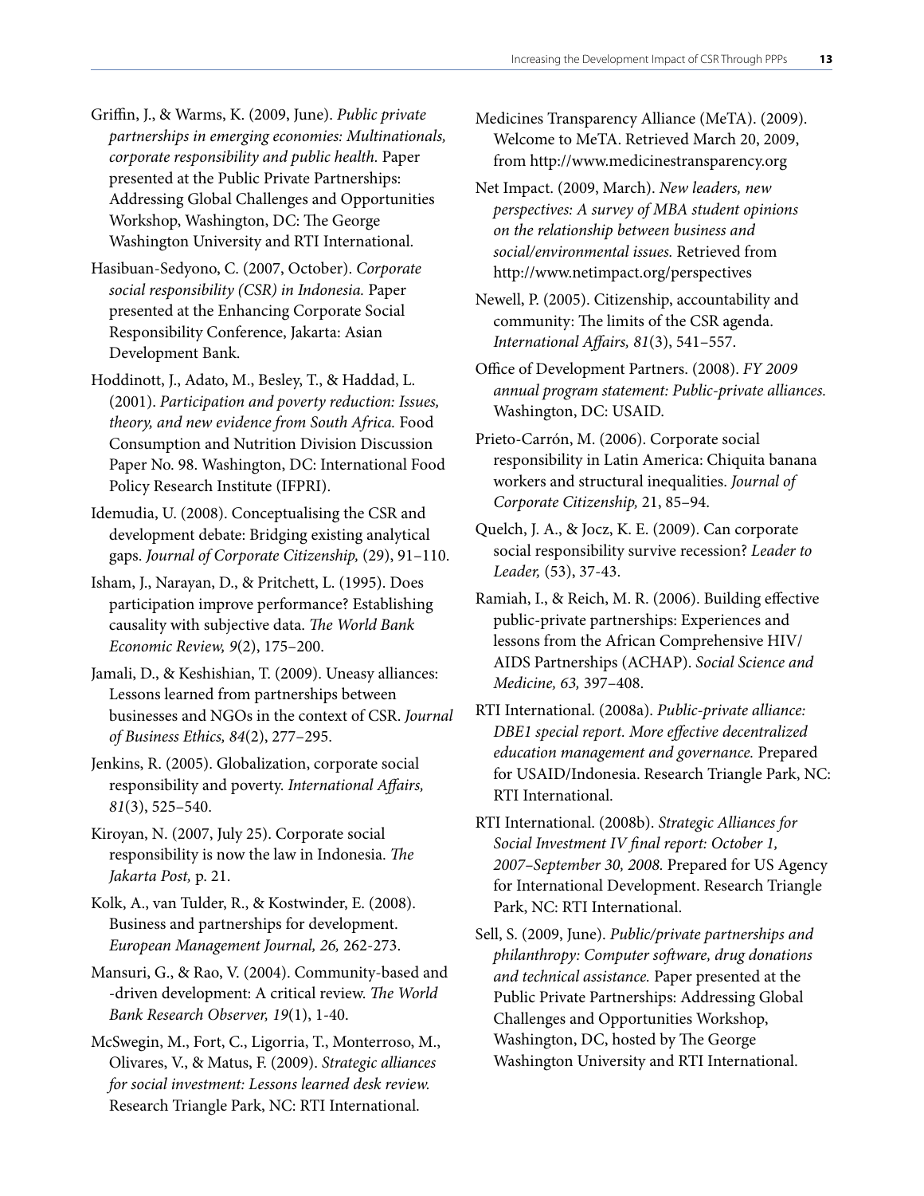Griffin, J., & Warms, K. (2009, June). *Public private partnerships in emerging economies: Multinationals, corporate responsibility and public health.* Paper presented at the Public Private Partnerships: Addressing Global Challenges and Opportunities Workshop, Washington, DC: The George Washington University and RTI International.

Hasibuan-Sedyono, C. (2007, October). *Corporate social responsibility (CSR) in Indonesia.* Paper presented at the Enhancing Corporate Social Responsibility Conference, Jakarta: Asian Development Bank.

Hoddinott, J., Adato, M., Besley, T., & Haddad, L. (2001). *Participation and poverty reduction: Issues, theory, and new evidence from South Africa.* Food Consumption and Nutrition Division Discussion Paper No. 98. Washington, DC: International Food Policy Research Institute (IFPRI).

Idemudia, U. (2008). Conceptualising the CSR and development debate: Bridging existing analytical gaps. *Journal of Corporate Citizenship,* (29), 91–110.

Isham, J., Narayan, D., & Pritchett, L. (1995). Does participation improve performance? Establishing causality with subjective data. *The World Bank Economic Review, 9*(2), 175–200.

Jamali, D., & Keshishian, T. (2009). Uneasy alliances: Lessons learned from partnerships between businesses and NGOs in the context of CSR. *Journal of Business Ethics, 84*(2), 277–295.

Jenkins, R. (2005). Globalization, corporate social responsibility and poverty. *International Affairs, 81*(3), 525–540.

Kiroyan, N. (2007, July 25). Corporate social responsibility is now the law in Indonesia. *The Jakarta Post,* p. 21.

Kolk, A., van Tulder, R., & Kostwinder, E. (2008). Business and partnerships for development. *European Management Journal, 26,* 262-273.

Mansuri, G., & Rao, V. (2004). Community-based and -driven development: A critical review. *The World Bank Research Observer, 19*(1), 1-40.

McSwegin, M., Fort, C., Ligorria, T., Monterroso, M., Olivares, V., & Matus, F. (2009). *Strategic alliances for social investment: Lessons learned desk review.* Research Triangle Park, NC: RTI International.

Medicines Transparency Alliance (MeTA). (2009). Welcome to MeTA. Retrieved March 20, 2009, from http://www.medicinestransparency.org

Net Impact. (2009, March). *New leaders, new perspectives: A survey of MBA student opinions on the relationship between business and social/environmental issues.* Retrieved from http://www.netimpact.org/perspectives

Newell, P. (2005). Citizenship, accountability and community: The limits of the CSR agenda. *International Affairs, 81*(3), 541–557.

Office of Development Partners. (2008). *FY 2009 annual program statement: Public-private alliances.* Washington, DC: USAID.

Prieto-Carrón, M. (2006). Corporate social responsibility in Latin America: Chiquita banana workers and structural inequalities. *Journal of Corporate Citizenship,* 21, 85–94.

Quelch, J. A., & Jocz, K. E. (2009). Can corporate social responsibility survive recession? *Leader to Leader,* (53), 37-43.

Ramiah, I., & Reich, M. R. (2006). Building effective public-private partnerships: Experiences and lessons from the African Comprehensive HIV/AIDS Partnerships (ACHAP). *Social Science and Medicine, 63,* 397–408.

RTI International. (2008a). *Public-private alliance: DBE1 special report. More effective decentralized education management and governance.* Prepared for USAID/Indonesia. Research Triangle Park, NC: RTI International.

RTI International. (2008b). *Strategic Alliances for Social Investment IV final report: October 1, 2007–September 30, 2008.* Prepared for US Agency for International Development. Research Triangle Park, NC: RTI International.

Sell, S. (2009, June). *Public/private partnerships and philanthropy: Computer software, drug donations and technical assistance.* Paper presented at the Public Private Partnerships: Addressing Global Challenges and Opportunities Workshop, Washington, DC, hosted by The George Washington University and RTI International.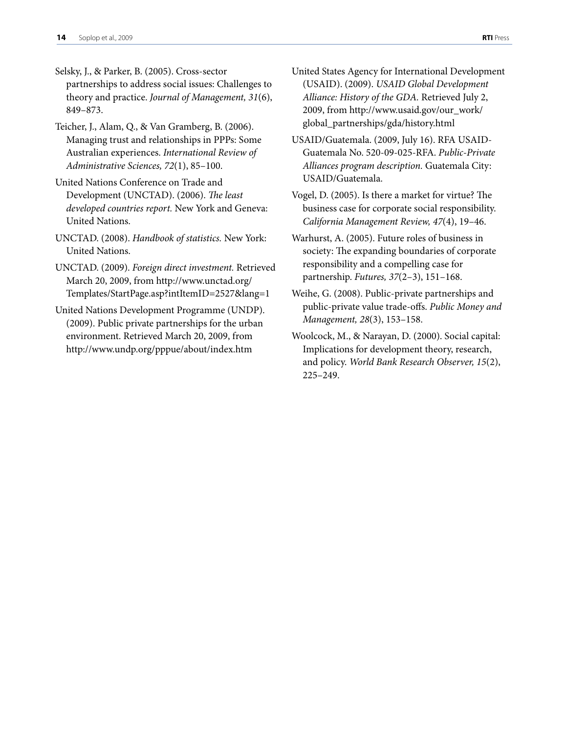Selsky, J., & Parker, B. (2005). Cross-sector partnerships to address social issues: Challenges to theory and practice. *Journal of Management, 31*(6), 849–873.

Teicher, J., Alam, Q., & Van Gramberg, B. (2006). Managing trust and relationships in PPPs: Some Australian experiences. *International Review of Administrative Sciences, 72*(1), 85–100.

United Nations Conference on Trade and Development (UNCTAD). (2006). *The least developed countries report.* New York and Geneva: United Nations.

UNCTAD. (2008). *Handbook of statistics.* New York: United Nations.

UNCTAD. (2009). *Foreign direct investment.* Retrieved March 20, 2009, from http://www.unctad.org/Templates/StartPage.asp?intItemID=2527&lang=1

United Nations Development Programme (UNDP). (2009). Public private partnerships for the urban environment. Retrieved March 20, 2009, from http://www.undp.org/pppue/about/index.htm

United States Agency for International Development (USAID). (2009). *USAID Global Development Alliance: History of the GDA.* Retrieved July 2, 2009, from http://www.usaid.gov/our_work/global_partnerships/gda/history.html

USAID/Guatemala. (2009, July 16). RFA USAID-Guatemala No. 520-09-025-RFA. *Public-Private Alliances program description.* Guatemala City: USAID/Guatemala.

Vogel, D. (2005). Is there a market for virtue? The business case for corporate social responsibility. *California Management Review, 47*(4), 19–46.

Warhurst, A. (2005). Future roles of business in society: The expanding boundaries of corporate responsibility and a compelling case for partnership. *Futures, 37*(2–3), 151–168.

Weihe, G. (2008). Public-private partnerships and public-private value trade-offs. *Public Money and Management, 28*(3), 153–158.

Woolcock, M., & Narayan, D. (2000). Social capital: Implications for development theory, research, and policy. *World Bank Research Observer, 15*(2), 225–249.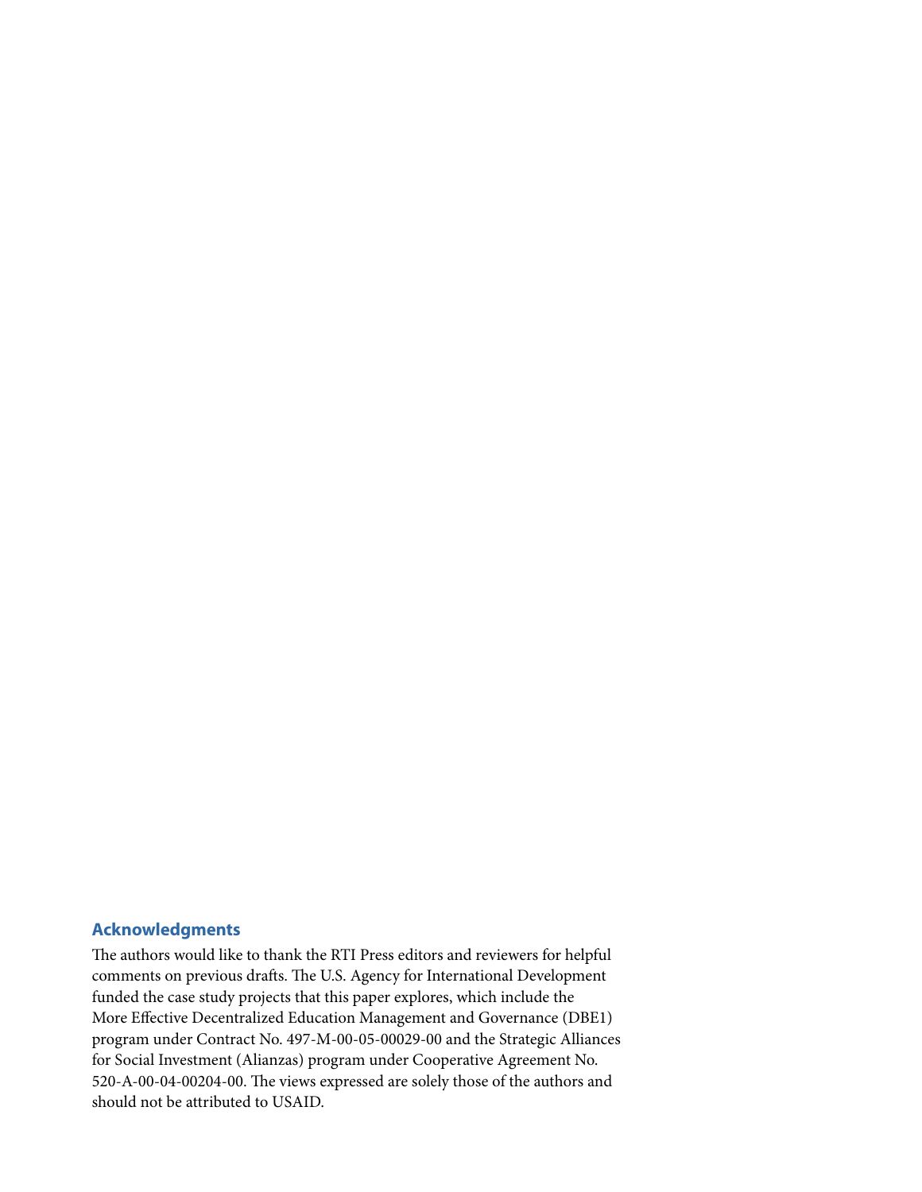## Acknowledgments

The authors would like to thank the RTI Press editors and reviewers for helpful comments on previous drafts. The U.S. Agency for International Development funded the case study projects that this paper explores, which include the More Effective Decentralized Education Management and Governance (DBE1) program under Contract No. 497-M-00-05-00029-00 and the Strategic Alliances for Social Investment (Alianzas) program under Cooperative Agreement No. 520-A-00-04-00204-00. The views expressed are solely those of the authors and should not be attributed to USAID.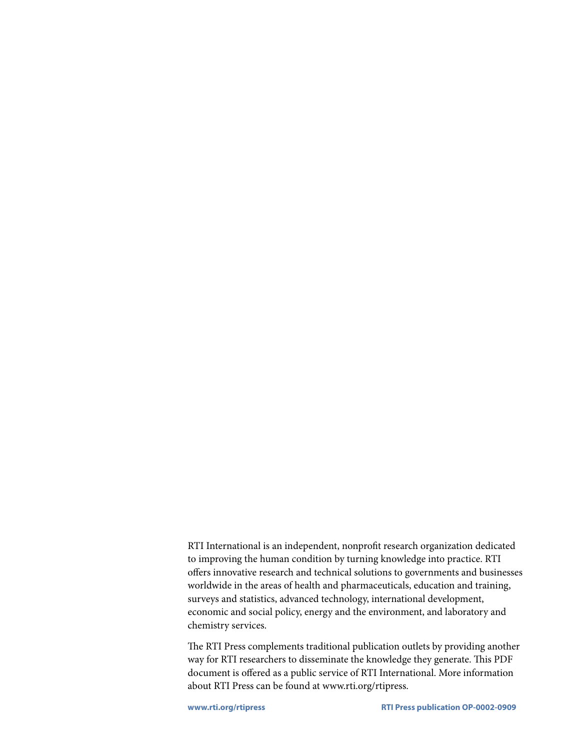RTI International is an independent, nonprofit research organization dedicated to improving the human condition by turning knowledge into practice. RTI offers innovative research and technical solutions to governments and businesses worldwide in the areas of health and pharmaceuticals, education and training, surveys and statistics, advanced technology, international development, economic and social policy, energy and the environment, and laboratory and chemistry services.

The RTI Press complements traditional publication outlets by providing another way for RTI researchers to disseminate the knowledge they generate. This PDF document is offered as a public service of RTI International. More information about RTI Press can be found at www.rti.org/rtipress.

**www.rti.org/rtipress** **RTI Press publication OP-0002-0909**